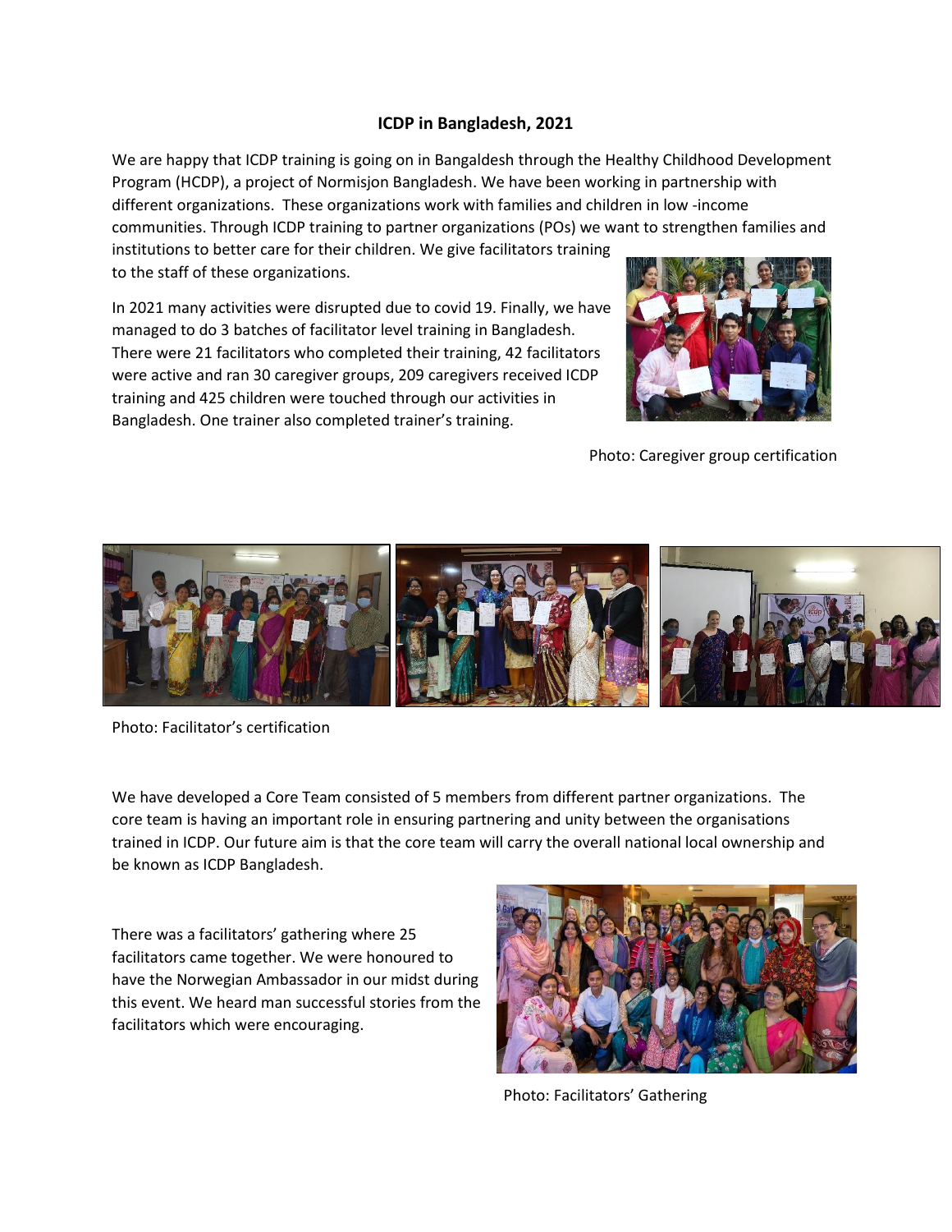# ICDP in Bangladesh, 2021

We are happy that ICDP training is going on in Bangaldesh through the Healthy Childhood Development Program (HCDP), a project of Normisjon Bangladesh. We have been working in partnership with different organizations. These organizations work with families and children in low -income communities. Through ICDP training to partner organizations (POs) we want to strengthen families and institutions to better care for their children. We give facilitators training to the staff of these organizations.

In 2021 many activities were disrupted due to covid 19. Finally, we have managed to do 3 batches of facilitator level training in Bangladesh. There were 21 facilitators who completed their training, 42 facilitators were active and ran 30 caregiver groups, 209 caregivers received ICDP training and 425 children were touched through our activities in Bangladesh. One trainer also completed trainer's training.

Photo: Caregiver group certification

Photo: Facilitator's certification

We have developed a Core Team consisted of 5 members from different partner organizations. The core team is having an important role in ensuring partnering and unity between the organisations trained in ICDP. Our future aim is that the core team will carry the overall national local ownership and be known as ICDP Bangladesh.

There was a facilitators' gathering where 25 facilitators came together. We were honoured to have the Norwegian Ambassador in our midst during this event. We heard man successful stories from the facilitators which were encouraging.

Photo: Facilitators' Gathering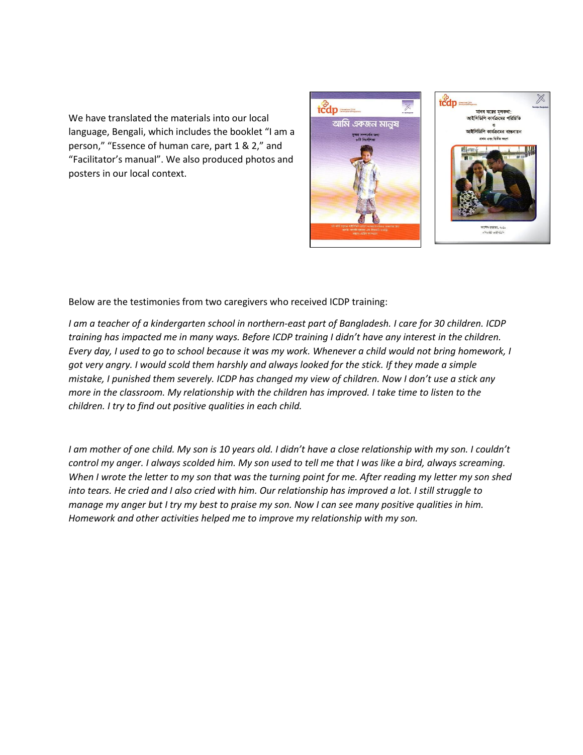We have translated the materials into our local language, Bengali, which includes the booklet "I am a person," "Essence of human care, part 1 & 2," and "Facilitator's manual". We also produced photos and posters in our local context.

Below are the testimonies from two caregivers who received ICDP training:

*I am a teacher of a kindergarten school in northern-east part of Bangladesh. I care for 30 children. ICDP training has impacted me in many ways. Before ICDP training I didn't have any interest in the children. Every day, I used to go to school because it was my work. Whenever a child would not bring homework, I got very angry. I would scold them harshly and always looked for the stick. If they made a simple mistake, I punished them severely. ICDP has changed my view of children. Now I don't use a stick any more in the classroom. My relationship with the children has improved. I take time to listen to the children. I try to find out positive qualities in each child.*

*I am mother of one child. My son is 10 years old. I didn't have a close relationship with my son. I couldn't control my anger. I always scolded him. My son used to tell me that I was like a bird, always screaming. When I wrote the letter to my son that was the turning point for me. After reading my letter my son shed into tears. He cried and I also cried with him. Our relationship has improved a lot. I still struggle to manage my anger but I try my best to praise my son. Now I can see many positive qualities in him. Homework and other activities helped me to improve my relationship with my son.*